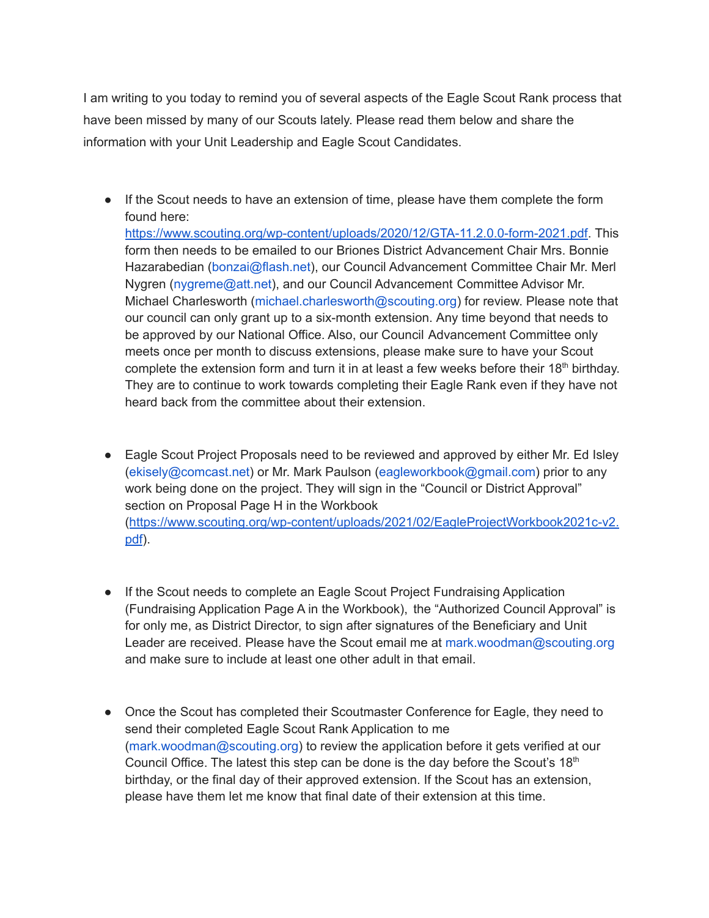I am writing to you today to remind you of several aspects of the Eagle Scout Rank process that have been missed by many of our Scouts lately. Please read them below and share the information with your Unit Leadership and Eagle Scout Candidates.

- If the Scout needs to have an extension of time, please have them complete the form found here: https://www.scouting.org/wp-content/uploads/2020/12/GTA-11.2.0.0-form-2021.pdf. This form then needs to be emailed to our Briones District Advancement Chair Mrs. Bonnie Hazarabedian (bonzai@flash.net), our Council Advancement Committee Chair Mr. Merl Nygren (nygreme@att.net), and our Council Advancement Committee Advisor Mr. Michael Charlesworth (michael.charlesworth@scouting.org) for review. Please note that our council can only grant up to a six-month extension. Any time beyond that needs to be approved by our National Office. Also, our Council Advancement Committee only meets once per month to discuss extensions, please make sure to have your Scout complete the extension form and turn it in at least a few weeks before their 18th birthday. They are to continue to work towards completing their Eagle Rank even if they have not heard back from the committee about their extension.

- Eagle Scout Project Proposals need to be reviewed and approved by either Mr. Ed Isley (ekisely@comcast.net) or Mr. Mark Paulson (eagleworkbook@gmail.com) prior to any work being done on the project. They will sign in the "Council or District Approval" section on Proposal Page H in the Workbook (https://www.scouting.org/wp-content/uploads/2021/02/EagleProjectWorkbook2021c-v2.pdf).

- If the Scout needs to complete an Eagle Scout Project Fundraising Application (Fundraising Application Page A in the Workbook), the "Authorized Council Approval" is for only me, as District Director, to sign after signatures of the Beneficiary and Unit Leader are received. Please have the Scout email me at mark.woodman@scouting.org and make sure to include at least one other adult in that email.

- Once the Scout has completed their Scoutmaster Conference for Eagle, they need to send their completed Eagle Scout Rank Application to me (mark.woodman@scouting.org) to review the application before it gets verified at our Council Office. The latest this step can be done is the day before the Scout's 18th birthday, or the final day of their approved extension. If the Scout has an extension, please have them let me know that final date of their extension at this time.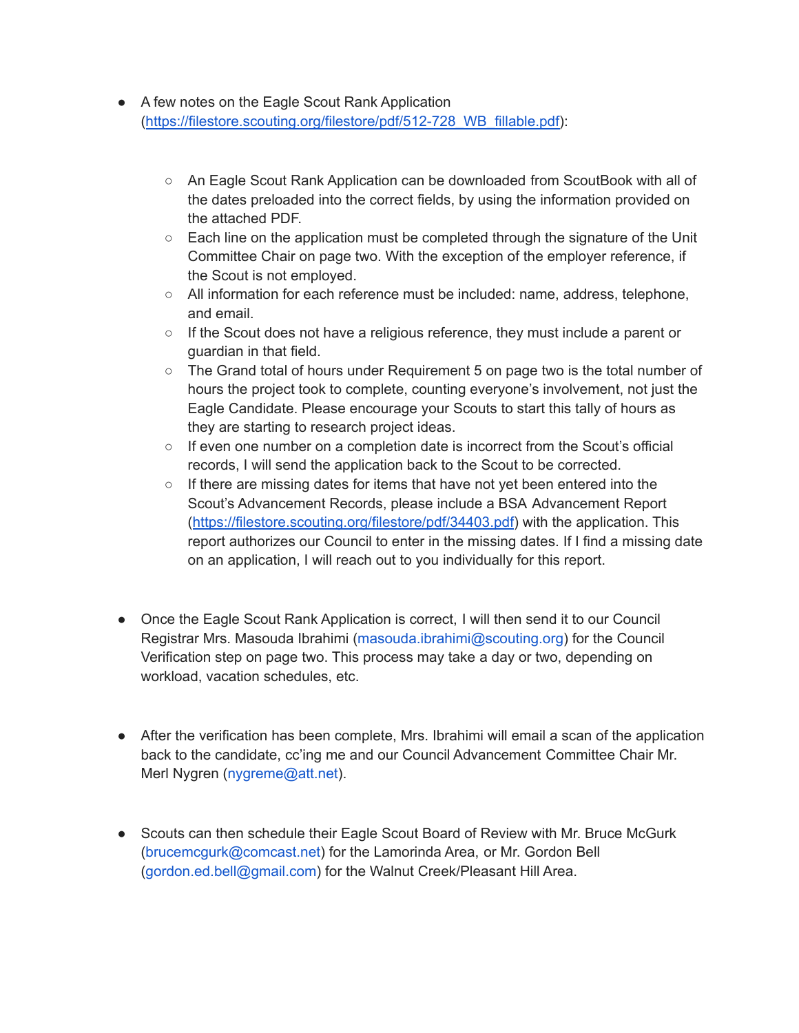- A few notes on the Eagle Scout Rank Application (https://filestore.scouting.org/filestore/pdf/512-728_WB_fillable.pdf):

    - An Eagle Scout Rank Application can be downloaded from ScoutBook with all of the dates preloaded into the correct fields, by using the information provided on the attached PDF.
    - Each line on the application must be completed through the signature of the Unit Committee Chair on page two. With the exception of the employer reference, if the Scout is not employed.
    - All information for each reference must be included: name, address, telephone, and email.
    - If the Scout does not have a religious reference, they must include a parent or guardian in that field.
    - The Grand total of hours under Requirement 5 on page two is the total number of hours the project took to complete, counting everyone's involvement, not just the Eagle Candidate. Please encourage your Scouts to start this tally of hours as they are starting to research project ideas.
    - If even one number on a completion date is incorrect from the Scout's official records, I will send the application back to the Scout to be corrected.
    - If there are missing dates for items that have not yet been entered into the Scout's Advancement Records, please include a BSA Advancement Report (https://filestore.scouting.org/filestore/pdf/34403.pdf) with the application. This report authorizes our Council to enter in the missing dates. If I find a missing date on an application, I will reach out to you individually for this report.

- Once the Eagle Scout Rank Application is correct, I will then send it to our Council Registrar Mrs. Masouda Ibrahimi (masouda.ibrahimi@scouting.org) for the Council Verification step on page two. This process may take a day or two, depending on workload, vacation schedules, etc.

- After the verification has been complete, Mrs. Ibrahimi will email a scan of the application back to the candidate, cc'ing me and our Council Advancement Committee Chair Mr. Merl Nygren (nygreme@att.net).

- Scouts can then schedule their Eagle Scout Board of Review with Mr. Bruce McGurk (brucemcgurk@comcast.net) for the Lamorinda Area, or Mr. Gordon Bell (gordon.ed.bell@gmail.com) for the Walnut Creek/Pleasant Hill Area.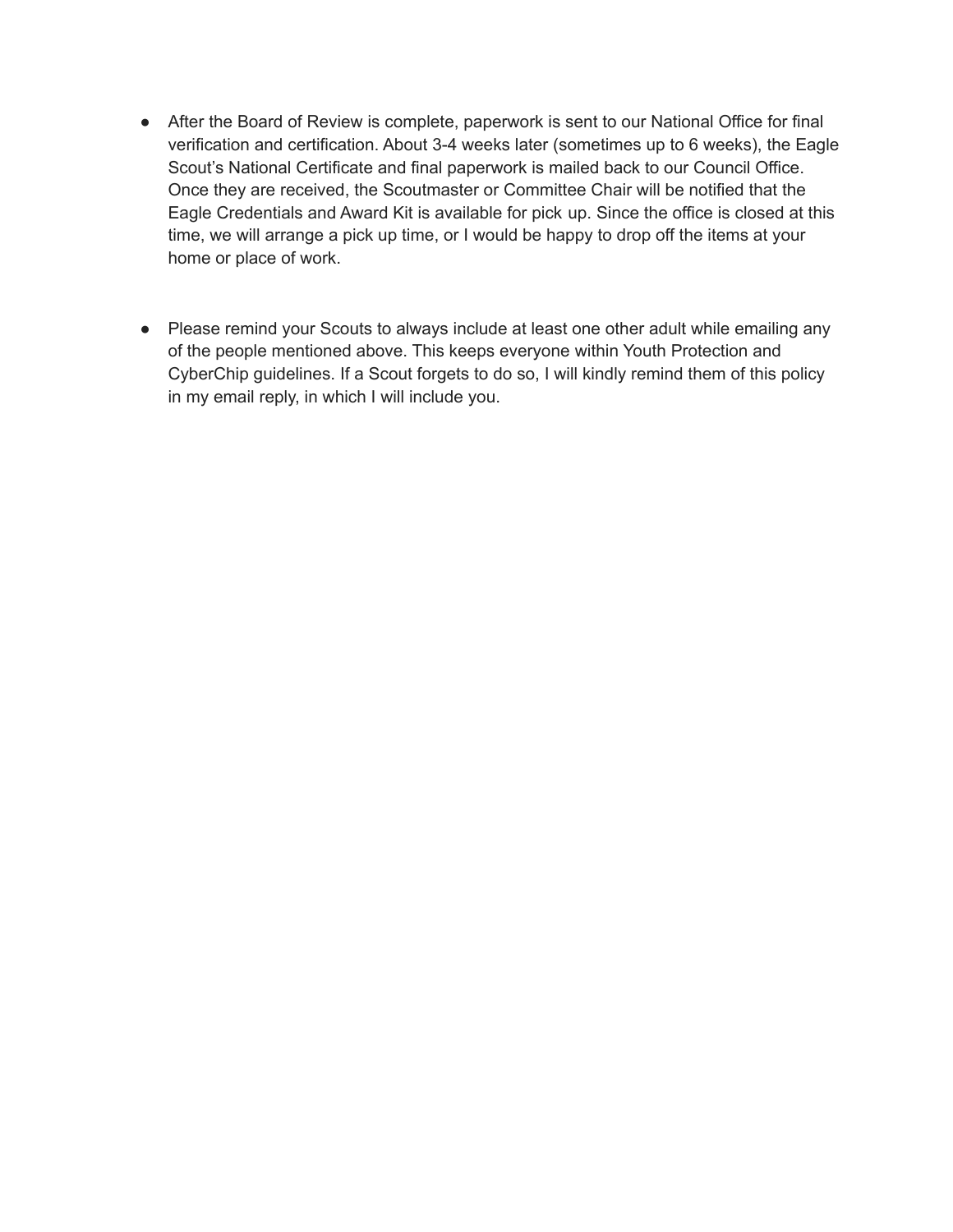- After the Board of Review is complete, paperwork is sent to our National Office for final verification and certification. About 3-4 weeks later (sometimes up to 6 weeks), the Eagle Scout's National Certificate and final paperwork is mailed back to our Council Office. Once they are received, the Scoutmaster or Committee Chair will be notified that the Eagle Credentials and Award Kit is available for pick up. Since the office is closed at this time, we will arrange a pick up time, or I would be happy to drop off the items at your home or place of work.

- Please remind your Scouts to always include at least one other adult while emailing any of the people mentioned above. This keeps everyone within Youth Protection and CyberChip guidelines. If a Scout forgets to do so, I will kindly remind them of this policy in my email reply, in which I will include you.